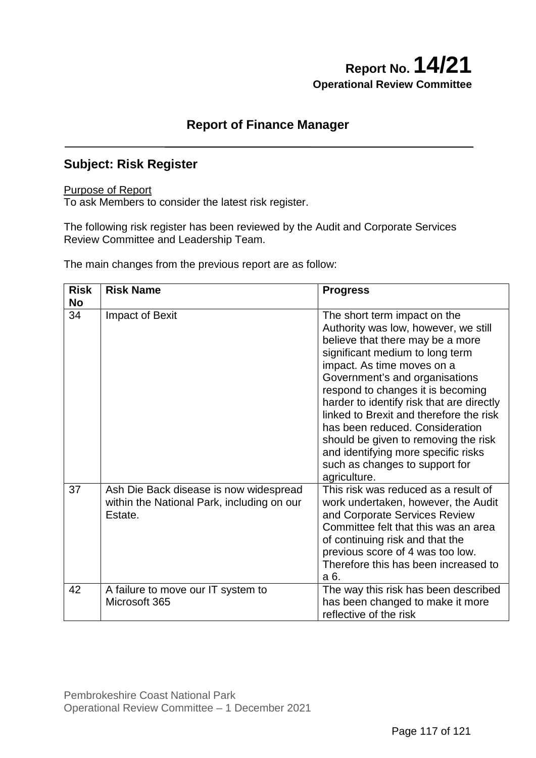# Report No. 14/21
**Operational Review Committee**

## Report of Finance Manager

## Subject: Risk Register

<u>Purpose of Report</u>
To ask Members to consider the latest risk register.

The following risk register has been reviewed by the Audit and Corporate Services Review Committee and Leadership Team.

The main changes from the previous report are as follow:

| Risk No | Risk Name | Progress |
|---|---|---|
| 34 | Impact of Bexit | The short term impact on the Authority was low, however, we still believe that there may be a more significant medium to long term impact. As time moves on a Government's and organisations respond to changes it is becoming harder to identify risk that are directly linked to Brexit and therefore the risk has been reduced. Consideration should be given to removing the risk and identifying more specific risks such as changes to support for agriculture. |
| 37 | Ash Die Back disease is now widespread within the National Park, including on our Estate. | This risk was reduced as a result of work undertaken, however, the Audit and Corporate Services Review Committee felt that this was an area of continuing risk and that the previous score of 4 was too low. Therefore this has been increased to a 6. |
| 42 | A failure to move our IT system to Microsoft 365 | The way this risk has been described has been changed to make it more reflective of the risk |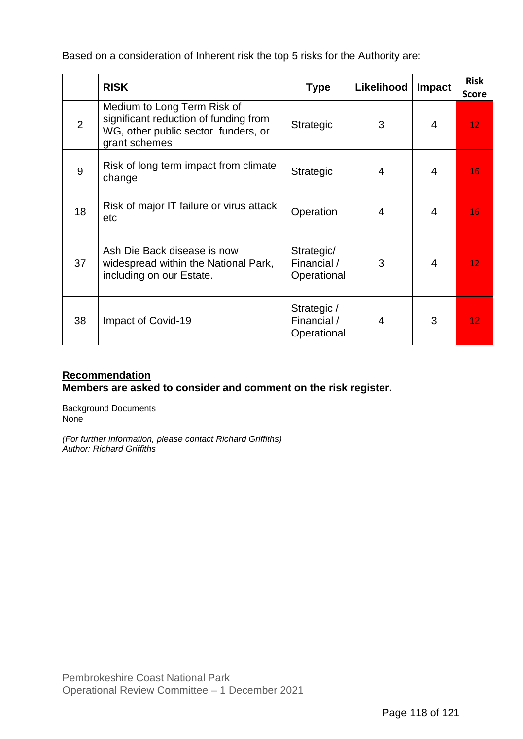Based on a consideration of Inherent risk the top 5 risks for the Authority are:

| | RISK | Type | Likelihood | Impact | Risk Score |
|---|---|---|---|---|---|
| 2 | Medium to Long Term Risk of significant reduction of funding from WG, other public sector funders, or grant schemes | Strategic | 3 | 4 | 12 |
| 9 | Risk of long term impact from climate change | Strategic | 4 | 4 | 16 |
| 18 | Risk of major IT failure or virus attack etc | Operation | 4 | 4 | 16 |
| 37 | Ash Die Back disease is now widespread within the National Park, including on our Estate. | Strategic/ Financial / Operational | 3 | 4 | 12 |
| 38 | Impact of Covid-19 | Strategic / Financial / Operational | 4 | 3 | 12 |

**Recommendation**

**Members are asked to consider and comment on the risk register.**

Background Documents
None

*(For further information, please contact Richard Griffiths)*
*Author: Richard Griffiths*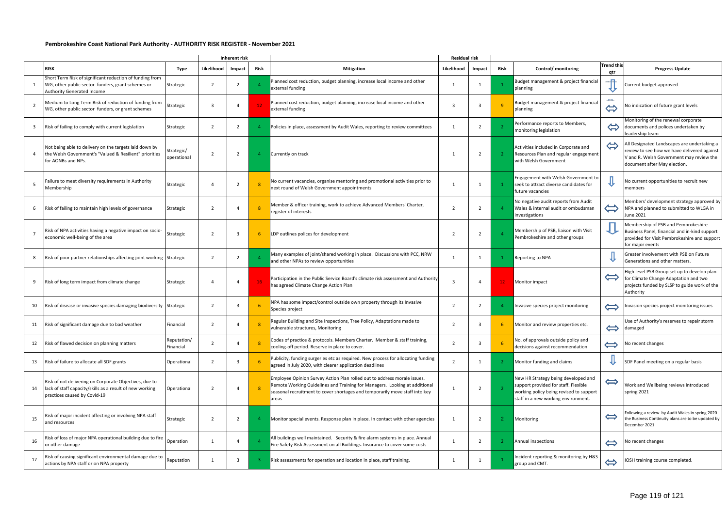**Pembrokeshire Coast National Park Authority - AUTHORITY RISK REGISTER - November 2021**

| | RISK | Type | Inherent risk | | | Mitigation | Residual risk | | | Control/ monitoring | Trend this qtr | Progress Update |
|---|---|---|---|---|---|---|---|---|---|---|---|---|
| | | | Likelihood | Impact | Risk | | Likelihood | Impact | Risk | | | |
| 1 | Short Term Risk of significant reduction of funding from WG, other public sector funders, grant schemes or Authority Generated Income | Strategic | 2 | 2 | 4 | Planned cost reduction, budget planning, increase local income and other external funding | 1 | 1 | 1 | Budget management & project financial planning | ⇩ | Current budget approved |
| 2 | Medium to Long Term Risk of reduction of funding from WG, other public sector funders, or grant schemes | Strategic | 3 | 4 | 12 | Planned cost reduction, budget planning, increase local income and other external funding | 3 | 3 | 9 | Budget management & project financial planning | ⇔ | No indication of future grant levels |
| 3 | Risk of failing to comply with current legislation | Strategic | 2 | 2 | 4 | Policies in place, assessment by Audit Wales, reporting to review committees | 1 | 2 | 2 | Performance reports to Members, monitoring legislation | ⇔ | Monitoring of the renewal corporate documents and polices undertaken by leadership team |
| 4 | Not being able to delivery on the targets laid down by the Welsh Government's "Valued & Resilient" priorities for AONBs and NPs. | Strategic/ operational | 2 | 2 | 4 | Currently on track | 1 | 2 | 2 | Activities included in Corporate and Resources Plan and regular engagement with Welsh Government | ⇔ | All Designated Landscapes are undertaking a review to see how we have delivered against V and R. Welsh Government may review the document after May election. |
| 5 | Failure to meet diversity requirements in Authority Membership | Strategic | 4 | 2 | 8 | No current vacancies, organise mentoring and promotional activities prior to next round of Welsh Government appointments | 1 | 1 | 1 | Engagement with Welsh Government to seek to attract diverse candidates for future vacancies | ⇩ | No current opportunities to recruit new members |
| 6 | Risk of failing to maintain high levels of governance | Strategic | 2 | 4 | 8 | Member & officer training, work to achieve Advanced Members' Charter, register of interests | 2 | 2 | 4 | No negative audit reports from Audit Wales & internal audit or ombudsman investigations | ⇔ | Members' development strategy approved by NPA and planned to submitted to WLGA in June 2021 |
| 7 | Risk of NPA activities having a negative impact on socio-economic well-being of the area | Strategic | 2 | 3 | 6 | LDP outlines polices for development | 2 | 2 | 4 | Membership of PSB, liaison with Visit Pembrokeshire and other groups | ⇩ | Membership of PSB and Pembrokeshire Business Panel, financial and in-kind support provided for Visit Pembrokeshire and support for major events |
| 8 | Risk of poor partner relationships affecting joint working | Strategic | 2 | 2 | 4 | Many examples of joint/shared working in place. Discussions with PCC, NRW and other NPAs to review opportunities | 1 | 1 | 1 | Reporting to NPA | ⇩ | Greater involvement with PSB on Future Generations and other matters. |
| 9 | Risk of long term impact from climate change | Strategic | 4 | 4 | 16 | Participation in the Public Service Board's climate risk assessment and Authority has agreed Climate Change Action Plan | 3 | 4 | 12 | Monitor impact | ⇔ | High level PSB Group set up to develop plan for Climate Change Adaptation and two projects funded by SLSP to guide work of the Authority |
| 10 | Risk of disease or invasive species damaging biodiversity | Strategic | 2 | 3 | 6 | NPA has some impact/control outside own property through its Invasive Species project | 2 | 2 | 4 | Invasive species project monitoring | ⇔ | Invasion species project monitoring issues |
| 11 | Risk of significant damage due to bad weather | Financial | 2 | 4 | 8 | Regular Building and Site Inspections, Tree Policy, Adaptations made to vulnerable structures, Monitoring | 2 | 3 | 6 | Monitor and review properties etc. | ⇔ | Use of Authority's reserves to repair storm damaged |
| 12 | Risk of flawed decision on planning matters | Reputation/ Financial | 2 | 4 | 8 | Codes of practice & protocols. Members Charter. Member & staff training, cooling-off period. Reserve in place to cover. | 2 | 3 | 6 | No. of approvals outside policy and decisions against recommendation | ⇔ | No recent changes |
| 13 | Risk of failure to allocate all SDF grants | Operational | 2 | 3 | 6 | Publicity, funding surgeries etc as required. New process for allocating funding agreed in July 2020, with clearer application deadlines | 2 | 1 | 2 | Monitor funding and claims | ⇩ | SDF Panel meeting on a regular basis |
| 14 | Risk of not delivering on Corporate Objectives, due to lack of staff capacity/skills as a result of new working practices caused by Covid-19 | Operational | 2 | 4 | 8 | Employee Opinion Survey Action Plan rolled out to address morale issues. Remote Working Guidelines and Training for Managers. Looking at additional seasonal recruitment to cover shortages and temporarily move staff into key areas | 1 | 2 | 2 | New HR Strategy being developed and support provided for staff. Flexible working policy being revised to support staff in a new working environment. | ⇔ | Work and Wellbeing reviews introduced spring 2021 |
| 15 | Risk of major incident affecting or involving NPA staff and resources | Strategic | 2 | 2 | 4 | Monitor special events. Response plan in place. In contact with other agencies | 1 | 2 | 2 | Monitoring | ⇔ | Following a review by Audit Wales in spring 2020 the Business Continuity plans are to be updated by December 2021 |
| 16 | Risk of loss of major NPA operational building due to fire or other damage | Operation | 1 | 4 | 4 | All buildings well maintained. Security & fire alarm systems in place. Annual Fire Safety Risk Assessment on all Buildings. Insurance to cover some costs | 1 | 2 | 2 | Annual inspections | ⇔ | No recent changes |
| 17 | Risk of causing significant environmental damage due to actions by NPA staff or on NPA property | Reputation | 1 | 3 | 3 | Risk assessments for operation and location in place, staff training. | 1 | 1 | 1 | Incident reporting & monitoring by H&S group and CMT. | ⇔ | IOSH training course completed. |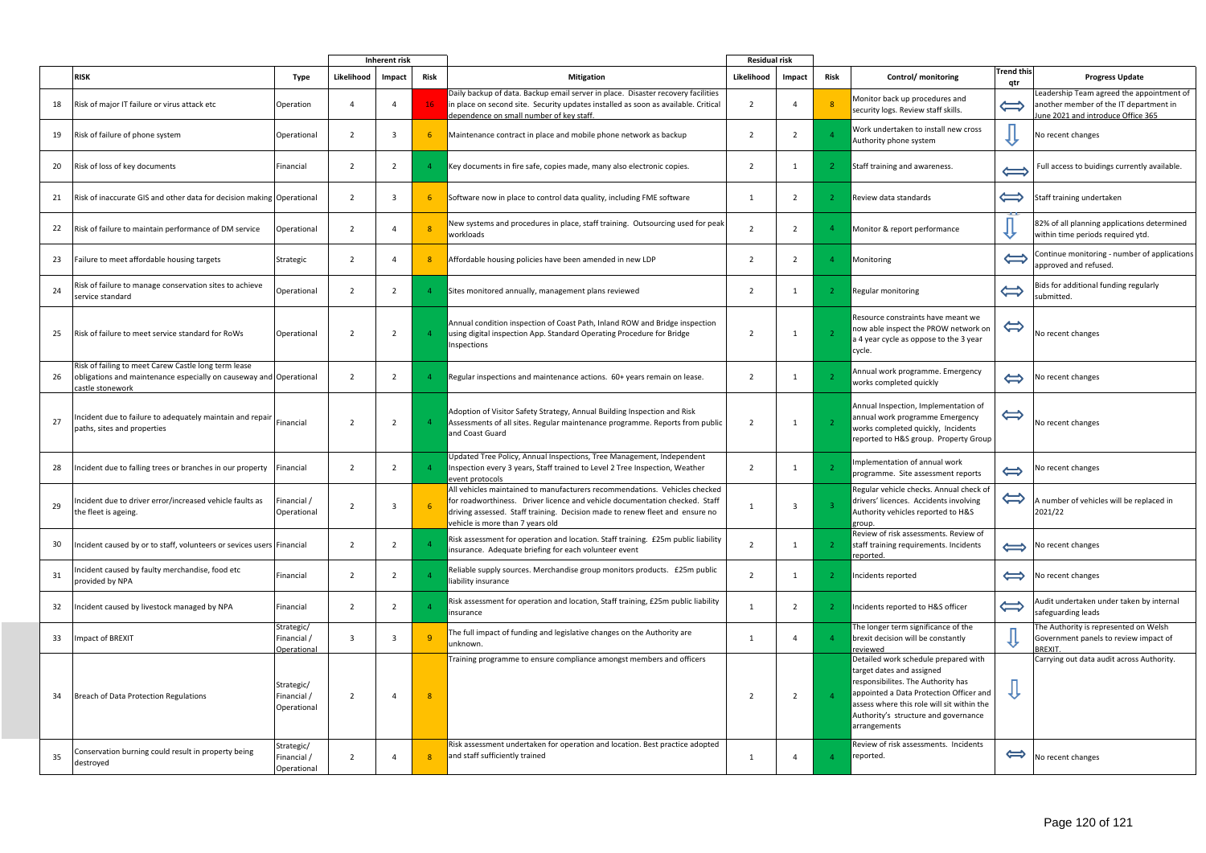| | RISK | Type | Inherent risk | | | Mitigation | Residual risk | | | Control/ monitoring | Trend this qtr | Progress Update |
|---|---|---|---|---|---|---|---|---|---|---|---|---|
| | | | Likelihood | Impact | Risk | | Likelihood | Impact | Risk | | | |
| 18 | Risk of major IT failure or virus attack etc | Operation | 4 | 4 | 16 | Daily backup of data. Backup email server in place. Disaster recovery facilities in place on second site. Security updates installed as soon as available. Critical dependence on small number of key staff. | 2 | 4 | 8 | Monitor back up procedures and security logs. Review staff skills. | ⟺ | Leadership Team agreed the appointment of another member of the IT department in June 2021 and introduce Office 365 |
| 19 | Risk of failure of phone system | Operational | 2 | 3 | 6 | Maintenance contract in place and mobile phone network as backup | 2 | 2 | 4 | Work undertaken to install new cross Authority phone system | ⇩ | No recent changes |
| 20 | Risk of loss of key documents | Financial | 2 | 2 | 4 | Key documents in fire safe, copies made, many also electronic copies. | 2 | 1 | 2 | Staff training and awareness. | ⟺ | Full access to buidings currently available. |
| 21 | Risk of inaccurate GIS and other data for decision making | Operational | 2 | 3 | 6 | Software now in place to control data quality, including FME software | 1 | 2 | 2 | Review data standards | ⟺ | Staff training undertaken |
| 22 | Risk of failure to maintain performance of DM service | Operational | 2 | 4 | 8 | New systems and procedures in place, staff training. Outsourcing used for peak workloads | 2 | 2 | 4 | Monitor & report performance | ⇩ | 82% of all planning applications determined within time periods required ytd. |
| 23 | Failure to meet affordable housing targets | Strategic | 2 | 4 | 8 | Affordable housing policies have been amended in new LDP | 2 | 2 | 4 | Monitoring | ⟺ | Continue monitoring - number of applications approved and refused. |
| 24 | Risk of failure to manage conservation sites to achieve service standard | Operational | 2 | 2 | 4 | Sites monitored annually, management plans reviewed | 2 | 1 | 2 | Regular monitoring | ⟺ | Bids for additional funding regularly submitted. |
| 25 | Risk of failure to meet service standard for RoWs | Operational | 2 | 2 | 4 | Annual condition inspection of Coast Path, Inland ROW and Bridge inspection using digital inspection App. Standard Operating Procedure for Bridge Inspections | 2 | 1 | 2 | Resource constraints have meant we now able inspect the PROW network on a 4 year cycle as oppose to the 3 year cycle. | ⟺ | No recent changes |
| 26 | Risk of failing to meet Carew Castle long term lease obligations and maintenance especially on causeway and castle stonework | Operational | 2 | 2 | 4 | Regular inspections and maintenance actions. 60+ years remain on lease. | 2 | 1 | 2 | Annual work programme. Emergency works completed quickly | ⟺ | No recent changes |
| 27 | Incident due to failure to adequately maintain and repair paths, sites and properties | Financial | 2 | 2 | 4 | Adoption of Visitor Safety Strategy, Annual Building Inspection and Risk Assessments of all sites. Regular maintenance programme. Reports from public and Coast Guard | 2 | 1 | 2 | Annual Inspection, Implementation of annual work programme Emergency works completed quickly, Incidents reported to H&S group. Property Group | ⟺ | No recent changes |
| 28 | Incident due to falling trees or branches in our property | Financial | 2 | 2 | 4 | Updated Tree Policy, Annual Inspections, Tree Management, Independent Inspection every 3 years, Staff trained to Level 2 Tree Inspection, Weather event protocols | 2 | 1 | 2 | Implementation of annual work programme. Site assessment reports | ⟺ | No recent changes |
| 29 | Incident due to driver error/increased vehicle faults as the fleet is ageing. | Financial / Operational | 2 | 3 | 6 | All vehicles maintained to manufacturers recommendations. Vehicles checked for roadworthiness. Driver licence and vehicle documentation checked. Staff driving assessed. Staff training. Decision made to renew fleet and ensure no vehicle is more than 7 years old | 1 | 3 | 3 | Regular vehicle checks. Annual check of drivers' licences. Accidents involving Authority vehicles reported to H&S group. | ⟺ | A number of vehicles will be replaced in 2021/22 |
| 30 | Incident caused by or to staff, volunteers or sevices users | Financial | 2 | 2 | 4 | Risk assessment for operation and location. Staff training. £25m public liability insurance. Adequate briefing for each volunteer event | 2 | 1 | 2 | Review of risk assessments. Review of staff training requirements. Incidents reported. | ⟺ | No recent changes |
| 31 | Incident caused by faulty merchandise, food etc provided by NPA | Financial | 2 | 2 | 4 | Reliable supply sources. Merchandise group monitors products. £25m public liability insurance | 2 | 1 | 2 | Incidents reported | ⟺ | No recent changes |
| 32 | Incident caused by livestock managed by NPA | Financial | 2 | 2 | 4 | Risk assessment for operation and location, Staff training, £25m public liability insurance | 1 | 2 | 2 | Incidents reported to H&S officer | ⟺ | Audit undertaken under taken by internal safeguarding leads |
| 33 | Impact of BREXIT | Strategic/ Financial / Operational | 3 | 3 | 9 | The full impact of funding and legislative changes on the Authority are unknown. | 1 | 4 | 4 | The longer term significance of the brexit decision will be constantly reviewed | ⇩ | The Authority is represented on Welsh Government panels to review impact of BREXIT. |
| 34 | Breach of Data Protection Regulations | Strategic/ Financial / Operational | 2 | 4 | 8 | Training programme to ensure compliance amongst members and officers | 2 | 2 | 4 | Detailed work schedule prepared with target dates and assigned responsibilites. The Authority has appointed a Data Protection Officer and assess where this role will sit within the Authority's structure and governance arrangements | ⇩ | Carrying out data audit across Authority. |
| 35 | Conservation burning could result in property being destroyed | Strategic/ Financial / Operational | 2 | 4 | 8 | Risk assessment undertaken for operation and location. Best practice adopted and staff sufficiently trained | 1 | 4 | 4 | Review of risk assessments. Incidents reported. | ⟺ | No recent changes |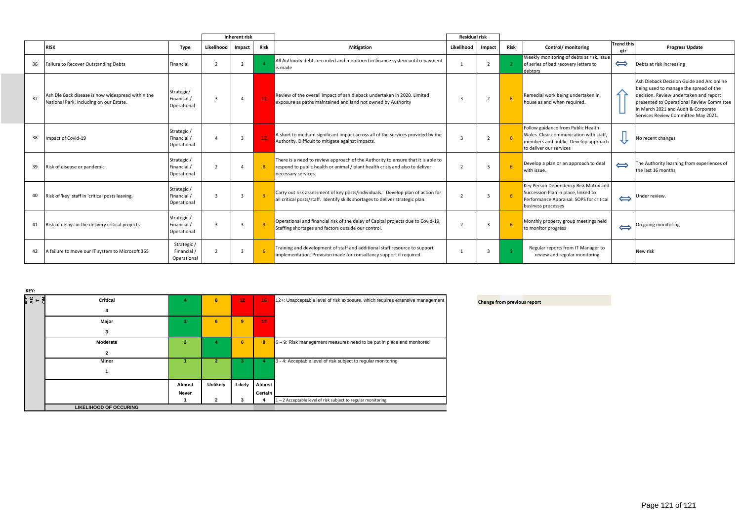| | RISK | Type | Inherent risk | | | Mitigation | Residual risk | | | Control/ monitoring | Trend this qtr | Progress Update |
|---|---|---|---|---|---|---|---|---|---|---|---|---|
| | | | Likelihood | Impact | Risk | | Likelihood | Impact | Risk | | | |
| 36 | Failure to Recover Outstanding Debts | Financial | 2 | 2 | 4 | All Authority debts recorded and monitored in finance system until repayment is made | 1 | 2 | 2 | Weekly monitoring of debts at risk, issue of series of bad recovery letters to debtors | ⟺ | Debts at risk increasing |
| 37 | Ash Die Back disease is now widespread within the National Park, including on our Estate. | Strategic/ Financial / Operational | 3 | 4 | 12 | Review of the overall impact of ash dieback undertaken in 2020. Limited exposure as paths maintained and land not owned by Authority | 3 | 2 | 6 | Remedial work being undertaken in house as and when required. | ⇧ | Ash Dieback Decision Guide and Arc online being used to manage the spread of the decision. Review undertaken and report presented to Operational Review Committee in March 2021 and Audit & Corporate Services Review Committee May 2021. |
| 38 | Impact of Covid-19 | Strategic / Financial / Operational | 4 | 3 | 12 | A short to medium significant impact across all of the services provided by the Authority. Difficult to mitigate against impacts. | 3 | 2 | 6 | Follow guidance from Public Health Wales. Clear communication with staff, members and public. Develop approach to deliver our services | ⇩ | No recent changes |
| 39 | Risk of disease or pandemic | Strategic / Financial / Operational | 2 | 4 | 8 | There is a need to review approach of the Authority to ensure that it is able to respond to public health or animal / plant health crisis and also to deliver necessary services. | 2 | 3 | 6 | Develop a plan or an approach to deal with issue. | ⟺ | The Authority learning from experiences of the last 16 months |
| 40 | Risk of 'key' staff in 'critical posts leaving. | Strategic / Financial / Operational | 3 | 3 | 9 | Carry out risk assessment of key posts/individuals. Develop plan of action for all critical posts/staff. Identify skills shortages to deliver strategic plan | 2 | 3 | 6 | Key Person Dependency Risk Matrix and Succession Plan in place, linked to Performance Appraisal. SOPS for critical business processes | ⟺ | Under review. |
| 41 | Risk of delays in the delivery critical projects | Strategic / Financial / Operational | 3 | 3 | 9 | Operational and financial risk of the delay of Capital projects due to Covid-19, Staffing shortages and factors outside our control. | 2 | 3 | 6 | Monthly property group meetings held to monitor progress | ⟺ | On going monitoring |
| 42 | A failure to move our IT system to Microsoft 365 | Strategic / Financial / Operational | 2 | 3 | 6 | Training and development of staff and additional staff resource to support implementation. Provision made for consultancy support if required | 1 | 3 | 3 | Regular reports from IT Manager to review and regular monitoring | | New risk |

**KEY:**

| IMPACT | | | | | | |
|---|---|---|---|---|---|---|
| Critical 4 | 4 | 8 | 12 | 16 | 12+: Unacceptable level of risk exposure, which requires extensive management |
| Major 3 | 3 | 6 | 9 | 12 | |
| Moderate 2 | 2 | 4 | 6 | 8 | 6 – 9: Risk management measures need to be put in place and monitored |
| Minor 1 | 1 | 2 | 3 | 4 | 3 - 4: Acceptable level of risk subject to regular monitoring |
| | Almost Never 1 | Unlikely 2 | Likely 3 | Almost Certain 4 | 1 – 2 Acceptable level of risk subject to regular monitoring |
| LIKELIHOOD OF OCCURING | | | | | |

**Change from previous report**